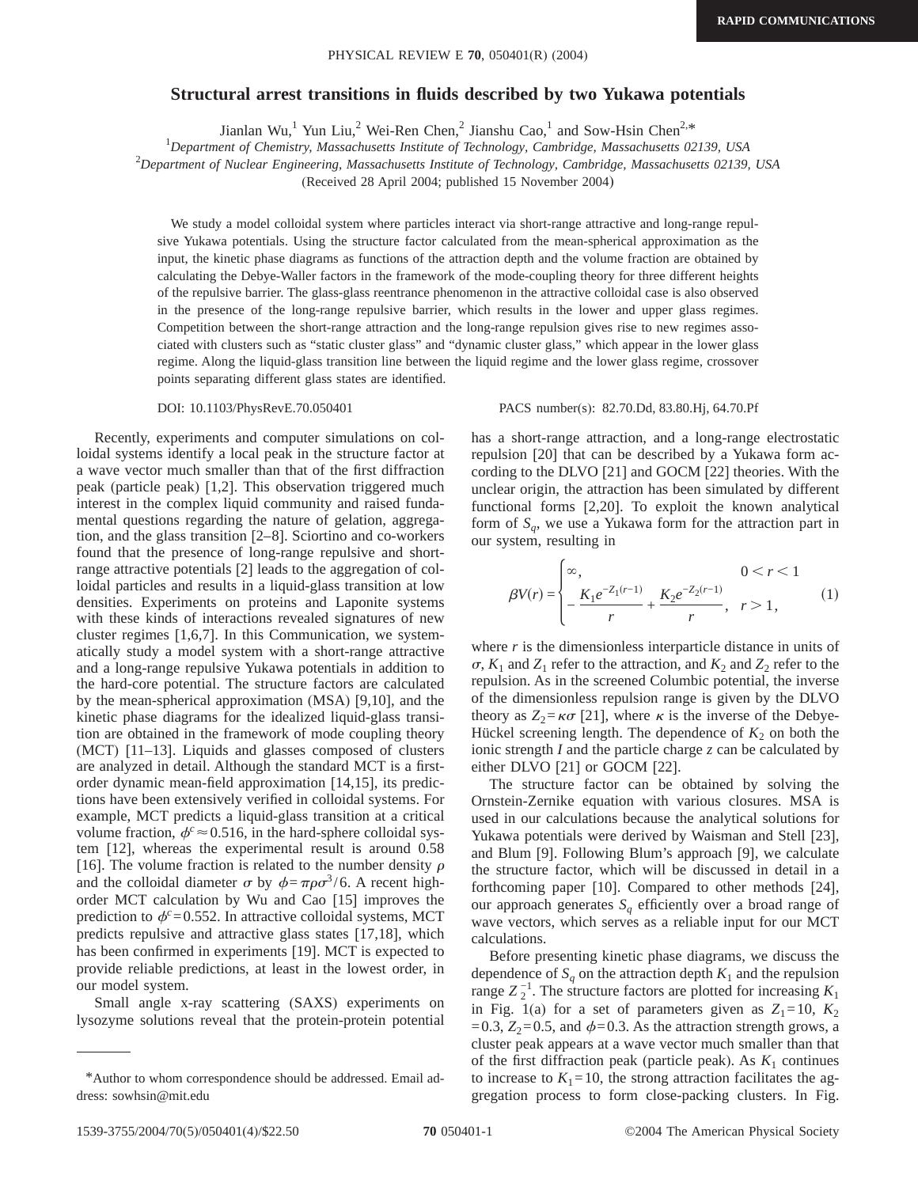# Structural arrest transitions in fluids described by two Yukawa potentials

Jianlan Wu,[1] Yun Liu,[2] Wei-Ren Chen,[2] Jianshu Cao,[1] and Sow-Hsin Chen[2,*]

[1]*Department of Chemistry, Massachusetts Institute of Technology, Cambridge, Massachusetts 02139, USA*

[2]*Department of Nuclear Engineering, Massachusetts Institute of Technology, Cambridge, Massachusetts 02139, USA*

(Received 28 April 2004; published 15 November 2004)

We study a model colloidal system where particles interact via short-range attractive and long-range repulsive Yukawa potentials. Using the structure factor calculated from the mean-spherical approximation as the input, the kinetic phase diagrams as functions of the attraction depth and the volume fraction are obtained by calculating the Debye-Waller factors in the framework of the mode-coupling theory for three different heights of the repulsive barrier. The glass-glass reentrance phenomenon in the attractive colloidal case is also observed in the presence of the long-range repulsive barrier, which results in the lower and upper glass regimes. Competition between the short-range attraction and the long-range repulsion gives rise to new regimes associated with clusters such as "static cluster glass" and "dynamic cluster glass," which appear in the lower glass regime. Along the liquid-glass transition line between the liquid regime and the lower glass regime, crossover points separating different glass states are identified.

DOI: 10.1103/PhysRevE.70.050401 PACS number(s): 82.70.Dd, 83.80.Hj, 64.70.Pf

Recently, experiments and computer simulations on colloidal systems identify a local peak in the structure factor at a wave vector much smaller than that of the first diffraction peak (particle peak) [1,2]. This observation triggered much interest in the complex liquid community and raised fundamental questions regarding the nature of gelation, aggregation, and the glass transition [2–8]. Sciortino and co-workers found that the presence of long-range repulsive and short-range attractive potentials [2] leads to the aggregation of colloidal particles and results in a liquid-glass transition at low densities. Experiments on proteins and Laponite systems with these kinds of interactions revealed signatures of new cluster regimes [1,6,7]. In this Communication, we systematically study a model system with a short-range attractive and a long-range repulsive Yukawa potentials in addition to the hard-core potential. The structure factors are calculated by the mean-spherical approximation (MSA) [9,10], and the kinetic phase diagrams for the idealized liquid-glass transition are obtained in the framework of mode coupling theory (MCT) [11–13]. Liquids and glasses composed of clusters are analyzed in detail. Although the standard MCT is a first-order dynamic mean-field approximation [14,15], its predictions have been extensively verified in colloidal systems. For example, MCT predicts a liquid-glass transition at a critical volume fraction, $\phi^c \approx 0.516$, in the hard-sphere colloidal system [12], whereas the experimental result is around 0.58 [16]. The volume fraction is related to the number density $\rho$ and the colloidal diameter $\sigma$ by $\phi = \pi\rho\sigma^3/6$. A recent high-order MCT calculation by Wu and Cao [15] improves the prediction to $\phi^c = 0.552$. In attractive colloidal systems, MCT predicts repulsive and attractive glass states [17,18], which has been confirmed in experiments [19]. MCT is expected to provide reliable predictions, at least in the lowest order, in our model system.

Small angle x-ray scattering (SAXS) experiments on lysozyme solutions reveal that the protein-protein potential has a short-range attraction, and a long-range electrostatic repulsion [20] that can be described by a Yukawa form according to the DLVO [21] and GOCM [22] theories. With the unclear origin, the attraction has been simulated by different functional forms [2,20]. To exploit the known analytical form of $S_q$, we use a Yukawa form for the attraction part in our system, resulting in

$$\beta V(r) = \begin{cases} \infty, & 0 < r < 1 \\ -\dfrac{K_1 e^{-Z_1(r-1)}}{r} + \dfrac{K_2 e^{-Z_2(r-1)}}{r}, & r > 1, \end{cases} \tag{1}$$

where $r$ is the dimensionless interparticle distance in units of $\sigma$, $K_1$ and $Z_1$ refer to the attraction, and $K_2$ and $Z_2$ refer to the repulsion. As in the screened Columbic potential, the inverse of the dimensionless repulsion range is given by the DLVO theory as $Z_2 = \kappa\sigma$ [21], where $\kappa$ is the inverse of the Debye-Hückel screening length. The dependence of $K_2$ on both the ionic strength $I$ and the particle charge $z$ can be calculated by either DLVO [21] or GOCM [22].

The structure factor can be obtained by solving the Ornstein-Zernike equation with various closures. MSA is used in our calculations because the analytical solutions for Yukawa potentials were derived by Waisman and Stell [23], and Blum [9]. Following Blum's approach [9], we calculate the structure factor, which will be discussed in detail in a forthcoming paper [10]. Compared to other methods [24], our approach generates $S_q$ efficiently over a broad range of wave vectors, which serves as a reliable input for our MCT calculations.

Before presenting kinetic phase diagrams, we discuss the dependence of $S_q$ on the attraction depth $K_1$ and the repulsion range $Z_2^{-1}$. The structure factors are plotted for increasing $K_1$ in Fig. 1(a) for a set of parameters given as $Z_1 = 10$, $K_2 = 0.3$, $Z_2 = 0.5$, and $\phi = 0.3$. As the attraction strength grows, a cluster peak appears at a wave vector much smaller than that of the first diffraction peak (particle peak). As $K_1$ continues to increase to $K_1 = 10$, the strong attraction facilitates the aggregation process to form close-packing clusters. In Fig.

---

*Author to whom correspondence should be addressed. Email address: sowhsin@mit.edu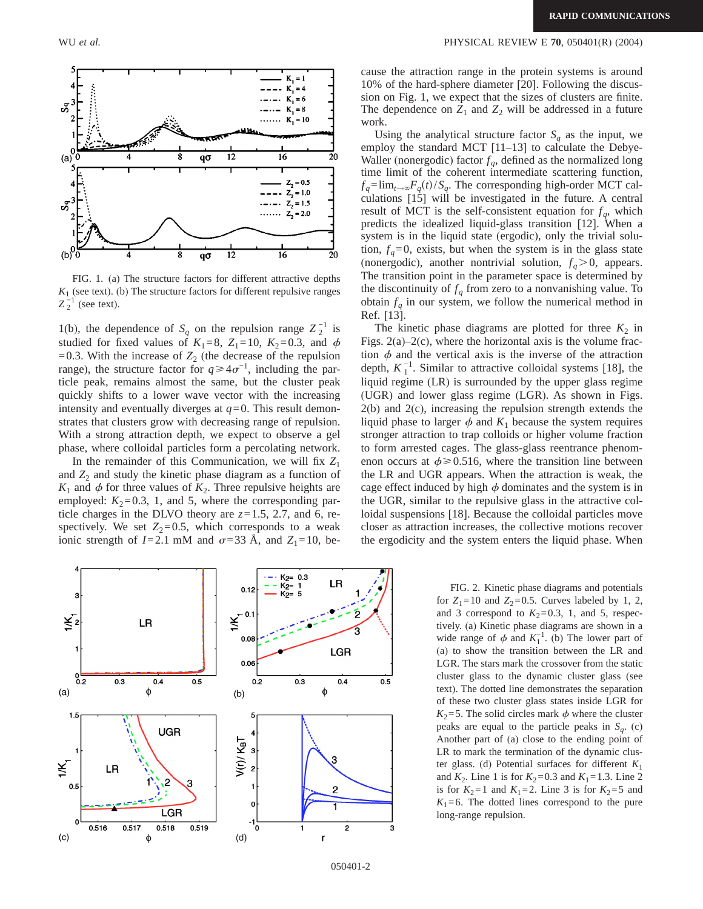FIG. 1. (a) The structure factors for different attractive depths $K_1$ (see text). (b) The structure factors for different repulsive ranges $Z_2^{-1}$ (see text).

1(b), the dependence of $S_q$ on the repulsion range $Z_2^{-1}$ is studied for fixed values of $K_1=8$, $Z_1=10$, $K_2=0.3$, and $\phi=0.3$. With the increase of $Z_2$ (the decrease of the repulsion range), the structure factor for $q \geqslant 4\sigma^{-1}$, including the particle peak, remains almost the same, but the cluster peak quickly shifts to a lower wave vector with the increasing intensity and eventually diverges at $q=0$. This result demonstrates that clusters grow with decreasing range of repulsion. With a strong attraction depth, we expect to observe a gel phase, where colloidal particles form a percolating network.

In the remainder of this Communication, we will fix $Z_1$ and $Z_2$ and study the kinetic phase diagram as a function of $K_1$ and $\phi$ for three values of $K_2$. Three repulsive heights are employed: $K_2=0.3$, 1, and 5, where the corresponding particle charges in the DLVO theory are $z=1.5$, 2.7, and 6, respectively. We set $Z_2=0.5$, which corresponds to a weak ionic strength of $I=2.1$ mM and $\sigma=33$ Å, and $Z_1=10$, because the attraction range in the protein systems is around 10% of the hard-sphere diameter [20]. Following the discussion on Fig. 1, we expect that the sizes of clusters are finite. The dependence on $Z_1$ and $Z_2$ will be addressed in a future work.

Using the analytical structure factor $S_q$ as the input, we employ the standard MCT [11–13] to calculate the Debye-Waller (nonergodic) factor $f_q$, defined as the normalized long time limit of the coherent intermediate scattering function, $f_q=\lim_{t\to\infty}F_q(t)/S_q$. The corresponding high-order MCT calculations [15] will be investigated in the future. A central result of MCT is the self-consistent equation for $f_q$, which predicts the idealized liquid-glass transition [12]. When a system is in the liquid state (ergodic), only the trivial solution, $f_q=0$, exists, but when the system is in the glass state (nonergodic), another nontrivial solution, $f_q>0$, appears. The transition point in the parameter space is determined by the discontinuity of $f_q$ from zero to a nonvanishing value. To obtain $f_q$ in our system, we follow the numerical method in Ref. [13].

The kinetic phase diagrams are plotted for three $K_2$ in Figs. 2(a)–2(c), where the horizontal axis is the volume fraction $\phi$ and the vertical axis is the inverse of the attraction depth, $K_1^{-1}$. Similar to attractive colloidal systems [18], the liquid regime (LR) is surrounded by the upper glass regime (UGR) and lower glass regime (LGR). As shown in Figs. 2(b) and 2(c), increasing the repulsion strength extends the liquid phase to larger $\phi$ and $K_1$ because the system requires stronger attraction to trap colloids or higher volume fraction to form arrested cages. The glass-glass reentrance phenomenon occurs at $\phi \geqslant 0.516$, where the transition line between the LR and UGR appears. When the attraction is weak, the cage effect induced by high $\phi$ dominates and the system is in the UGR, similar to the repulsive glass in the attractive colloidal suspensions [18]. Because the colloidal particles move closer as attraction increases, the collective motions recover the ergodicity and the system enters the liquid phase. When

FIG. 2. Kinetic phase diagrams and potentials for $Z_1=10$ and $Z_2=0.5$. Curves labeled by 1, 2, and 3 correspond to $K_2=0.3$, 1, and 5, respectively. (a) Kinetic phase diagrams are shown in a wide range of $\phi$ and $K_1^{-1}$. (b) The lower part of (a) to show the transition between the LR and LGR. The stars mark the crossover from the static cluster glass to the dynamic cluster glass (see text). The dotted line demonstrates the separation of these two cluster glass states inside LGR for $K_2=5$. The solid circles mark $\phi$ where the cluster peaks are equal to the particle peaks in $S_q$. (c) Another part of (a) close to the ending point of LR to mark the termination of the dynamic cluster glass. (d) Potential surfaces for different $K_1$ and $K_2$. Line 1 is for $K_2=0.3$ and $K_1=1.3$. Line 2 is for $K_2=1$ and $K_1=2$. Line 3 is for $K_2=5$ and $K_1=6$. The dotted lines correspond to the pure long-range repulsion.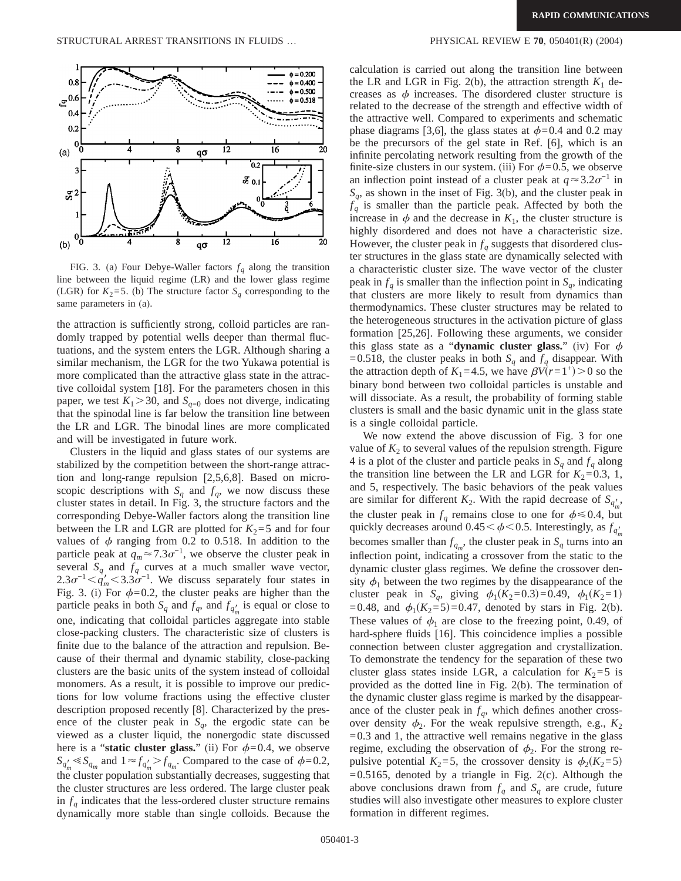FIG. 3. (a) Four Debye-Waller factors $f_q$ along the transition line between the liquid regime (LR) and the lower glass regime (LGR) for $K_2=5$. (b) The structure factor $S_q$ corresponding to the same parameters in (a).

the attraction is sufficiently strong, colloid particles are randomly trapped by potential wells deeper than thermal fluctuations, and the system enters the LGR. Although sharing a similar mechanism, the LGR for the two Yukawa potential is more complicated than the attractive glass state in the attractive colloidal system [18]. For the parameters chosen in this paper, we test $K_1>30$, and $S_{q=0}$ does not diverge, indicating that the spinodal line is far below the transition line between the LR and LGR. The binodal lines are more complicated and will be investigated in future work.

Clusters in the liquid and glass states of our systems are stabilized by the competition between the short-range attraction and long-range repulsion [2,5,6,8]. Based on microscopic descriptions with $S_q$ and $f_q$, we now discuss these cluster states in detail. In Fig. 3, the structure factors and the corresponding Debye-Waller factors along the transition line between the LR and LGR are plotted for $K_2=5$ and for four values of $\phi$ ranging from 0.2 to 0.518. In addition to the particle peak at $q_m \approx 7.3\sigma^{-1}$, we observe the cluster peak in several $S_q$ and $f_q$ curves at a much smaller wave vector, $2.3\sigma^{-1} < q'_m < 3.3\sigma^{-1}$. We discuss separately four states in Fig. 3. (i) For $\phi=0.2$, the cluster peaks are higher than the particle peaks in both $S_q$ and $f_q$, and $f_{q'_m}$ is equal or close to one, indicating that colloidal particles aggregate into stable close-packing clusters. The characteristic size of clusters is finite due to the balance of the attraction and repulsion. Because of their thermal and dynamic stability, close-packing clusters are the basic units of the system instead of colloidal monomers. As a result, it is possible to improve our predictions for low volume fractions using the effective cluster description proposed recently [8]. Characterized by the presence of the cluster peak in $S_q$, the ergodic state can be viewed as a cluster liquid, the nonergodic state discussed here is a "**static cluster glass.**" (ii) For $\phi=0.4$, we observe $S_{q'_m} \ll S_{q_m}$ and $1 \approx f_{q'_m} > f_{q_m}$. Compared to the case of $\phi=0.2$, the cluster population substantially decreases, suggesting that the cluster structures are less ordered. The large cluster peak in $f_q$ indicates that the less-ordered cluster structure remains dynamically more stable than single colloids. Because the calculation is carried out along the transition line between the LR and LGR in Fig. 2(b), the attraction strength $K_1$ decreases as $\phi$ increases. The disordered cluster structure is related to the decrease of the strength and effective width of the attractive well. Compared to experiments and schematic phase diagrams [3,6], the glass states at $\phi=0.4$ and 0.2 may be the precursors of the gel state in Ref. [6], which is an infinite percolating network resulting from the growth of the finite-size clusters in our system. (iii) For $\phi=0.5$, we observe an inflection point instead of a cluster peak at $q \approx 3.2\sigma^{-1}$ in $S_q$, as shown in the inset of Fig. 3(b), and the cluster peak in $f_q$ is smaller than the particle peak. Affected by both the increase in $\phi$ and the decrease in $K_1$, the cluster structure is highly disordered and does not have a characteristic size. However, the cluster peak in $f_q$ suggests that disordered cluster structures in the glass state are dynamically selected with a characteristic cluster size. The wave vector of the cluster peak in $f_q$ is smaller than the inflection point in $S_q$, indicating that clusters are more likely to result from dynamics than thermodynamics. These cluster structures may be related to the heterogeneous structures in the activation picture of glass formation [25,26]. Following these arguments, we consider this glass state as a "**dynamic cluster glass.**" (iv) For $\phi=0.518$, the cluster peaks in both $S_q$ and $f_q$ disappear. With the attraction depth of $K_1=4.5$, we have $\beta V(r=1^+)>0$ so the binary bond between two colloidal particles is unstable and will dissociate. As a result, the probability of forming stable clusters is small and the basic dynamic unit in the glass state is a single colloidal particle.

We now extend the above discussion of Fig. 3 for one value of $K_2$ to several values of the repulsion strength. Figure 4 is a plot of the cluster and particle peaks in $S_q$ and $f_q$ along the transition line between the LR and LGR for $K_2=0.3$, 1, and 5, respectively. The basic behaviors of the peak values are similar for different $K_2$. With the rapid decrease of $S_{q'_m}$, the cluster peak in $f_q$ remains close to one for $\phi \leqslant 0.4$, but quickly decreases around $0.45 < \phi < 0.5$. Interestingly, as $f_{q'_m}$ becomes smaller than $f_{q_m}$, the cluster peak in $S_q$ turns into an inflection point, indicating a crossover from the static to the dynamic cluster glass regimes. We define the crossover density $\phi_1$ between the two regimes by the disappearance of the cluster peak in $S_q$, giving $\phi_1(K_2=0.3)=0.49$, $\phi_1(K_2=1)=0.48$, and $\phi_1(K_2=5)=0.47$, denoted by stars in Fig. 2(b). These values of $\phi_1$ are close to the freezing point, 0.49, of hard-sphere fluids [16]. This coincidence implies a possible connection between cluster aggregation and crystallization. To demonstrate the tendency for the separation of these two cluster glass states inside LGR, a calculation for $K_2=5$ is provided as the dotted line in Fig. 2(b). The termination of the dynamic cluster glass regime is marked by the disappearance of the cluster peak in $f_q$, which defines another crossover density $\phi_2$. For the weak repulsive strength, e.g., $K_2=0.3$ and 1, the attractive well remains negative in the glass regime, excluding the observation of $\phi_2$. For the strong repulsive potential $K_2=5$, the crossover density is $\phi_2(K_2=5)=0.5165$, denoted by a triangle in Fig. 2(c). Although the above conclusions drawn from $f_q$ and $S_q$ are crude, future studies will also investigate other measures to explore cluster formation in different regimes.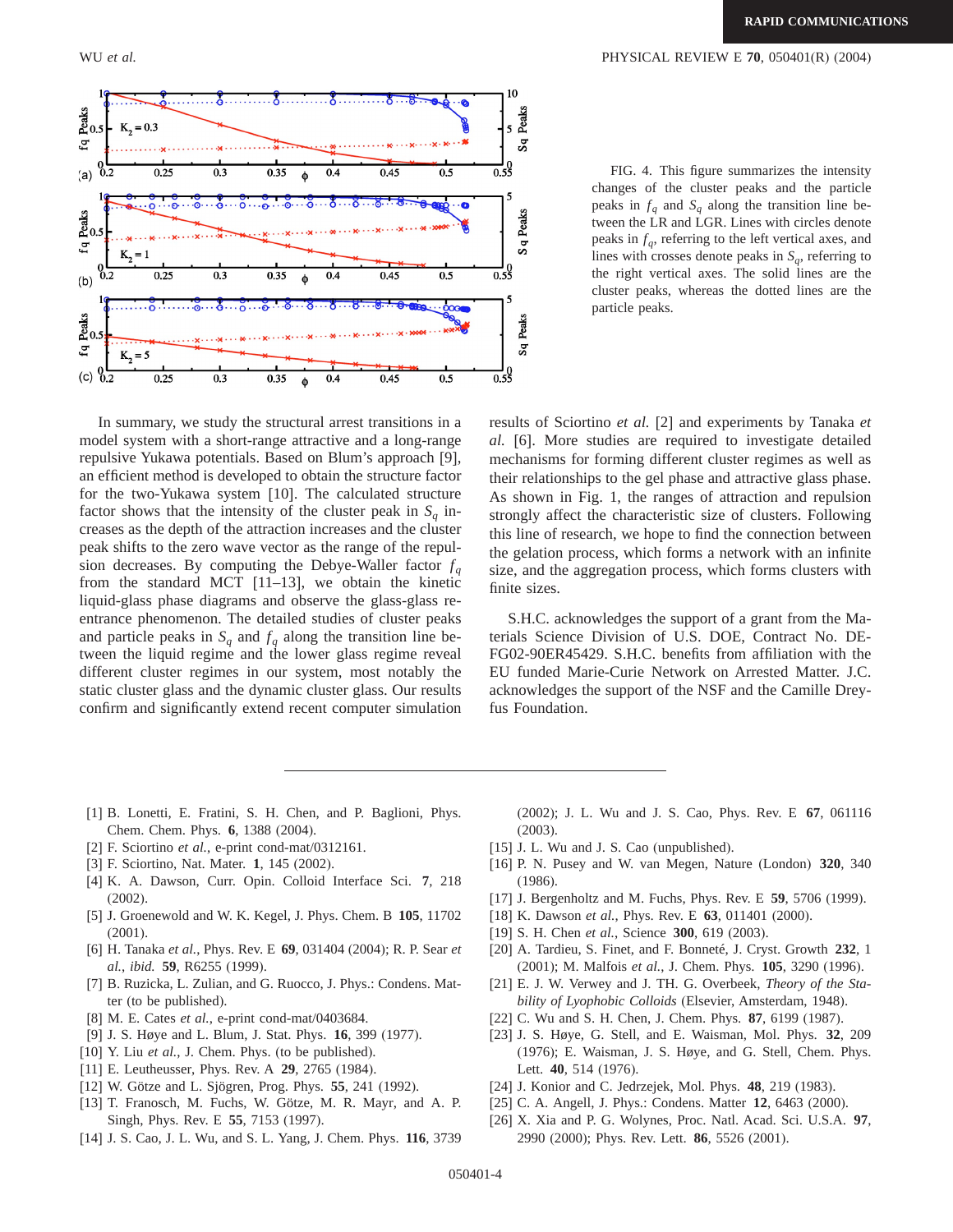(a)

fq Peaks

Sq Peaks

$K_2 = 0.3$

1, 0.5, 0

10, 5, 0

0.2, 0.25, 0.3, 0.35, $\phi$, 0.4, 0.45, 0.5, 0.55

(b)

fq Peaks

Sq Peaks

$K_2 = 1$

1, 0.5, 0

5, 0

0.2, 0.25, 0.3, 0.35, $\phi$, 0.4, 0.45, 0.5, 0.55

(c)

fq Peaks

Sq Peaks

$K_2 = 5$

1, 0.5, 0

5, 0

0.2, 0.25, 0.3, 0.35, $\phi$, 0.4, 0.45, 0.5, 0.55

FIG. 4. This figure summarizes the intensity changes of the cluster peaks and the particle peaks in $f_q$ and $S_q$ along the transition line between the LR and LGR. Lines with circles denote peaks in $f_q$, referring to the left vertical axes, and lines with crosses denote peaks in $S_q$, referring to the right vertical axes. The solid lines are the cluster peaks, whereas the dotted lines are the particle peaks.

In summary, we study the structural arrest transitions in a model system with a short-range attractive and a long-range repulsive Yukawa potentials. Based on Blum's approach [9], an efficient method is developed to obtain the structure factor for the two-Yukawa system [10]. The calculated structure factor shows that the intensity of the cluster peak in $S_q$ increases as the depth of the attraction increases and the cluster peak shifts to the zero wave vector as the range of the repulsion decreases. By computing the Debye-Waller factor $f_q$ from the standard MCT [11–13], we obtain the kinetic liquid-glass phase diagrams and observe the glass-glass reentrance phenomenon. The detailed studies of cluster peaks and particle peaks in $S_q$ and $f_q$ along the transition line between the liquid regime and the lower glass regime reveal different cluster regimes in our system, most notably the static cluster glass and the dynamic cluster glass. Our results confirm and significantly extend recent computer simulation results of Sciortino *et al.* [2] and experiments by Tanaka *et al.* [6]. More studies are required to investigate detailed mechanisms for forming different cluster regimes as well as their relationships to the gel phase and attractive glass phase. As shown in Fig. 1, the ranges of attraction and repulsion strongly affect the characteristic size of clusters. Following this line of research, we hope to find the connection between the gelation process, which forms a network with an infinite size, and the aggregation process, which forms clusters with finite sizes.

S.H.C. acknowledges the support of a grant from the Materials Science Division of U.S. DOE, Contract No. DE-FG02-90ER45429. S.H.C. benefits from affiliation with the EU funded Marie-Curie Network on Arrested Matter. J.C. acknowledges the support of the NSF and the Camille Dreyfus Foundation.

---

[1] B. Lonetti, E. Fratini, S. H. Chen, and P. Baglioni, Phys. Chem. Chem. Phys. **6**, 1388 (2004).
[2] F. Sciortino *et al.*, e-print cond-mat/0312161.
[3] F. Sciortino, Nat. Mater. **1**, 145 (2002).
[4] K. A. Dawson, Curr. Opin. Colloid Interface Sci. **7**, 218 (2002).
[5] J. Groenewold and W. K. Kegel, J. Phys. Chem. B **105**, 11702 (2001).
[6] H. Tanaka *et al.*, Phys. Rev. E **69**, 031404 (2004); R. P. Sear *et al.*, *ibid.* **59**, R6255 (1999).
[7] B. Ruzicka, L. Zulian, and G. Ruocco, J. Phys.: Condens. Matter (to be published).
[8] M. E. Cates *et al.*, e-print cond-mat/0403684.
[9] J. S. Høye and L. Blum, J. Stat. Phys. **16**, 399 (1977).
[10] Y. Liu *et al.*, J. Chem. Phys. (to be published).
[11] E. Leutheusser, Phys. Rev. A **29**, 2765 (1984).
[12] W. Götze and L. Sjögren, Prog. Phys. **55**, 241 (1992).
[13] T. Franosch, M. Fuchs, W. Götze, M. R. Mayr, and A. P. Singh, Phys. Rev. E **55**, 7153 (1997).
[14] J. S. Cao, J. L. Wu, and S. L. Yang, J. Chem. Phys. **116**, 3739 (2002); J. L. Wu and J. S. Cao, Phys. Rev. E **67**, 061116 (2003).
[15] J. L. Wu and J. S. Cao (unpublished).
[16] P. N. Pusey and W. van Megen, Nature (London) **320**, 340 (1986).
[17] J. Bergenholtz and M. Fuchs, Phys. Rev. E **59**, 5706 (1999).
[18] K. Dawson *et al.*, Phys. Rev. E **63**, 011401 (2000).
[19] S. H. Chen *et al.*, Science **300**, 619 (2003).
[20] A. Tardieu, S. Finet, and F. Bonneté, J. Cryst. Growth **232**, 1 (2001); M. Malfois *et al.*, J. Chem. Phys. **105**, 3290 (1996).
[21] E. J. W. Verwey and J. TH. G. Overbeek, *Theory of the Stability of Lyophobic Colloids* (Elsevier, Amsterdam, 1948).
[22] C. Wu and S. H. Chen, J. Chem. Phys. **87**, 6199 (1987).
[23] J. S. Høye, G. Stell, and E. Waisman, Mol. Phys. **32**, 209 (1976); E. Waisman, J. S. Høye, and G. Stell, Chem. Phys. Lett. **40**, 514 (1976).
[24] J. Konior and C. Jedrzejek, Mol. Phys. **48**, 219 (1983).
[25] C. A. Angell, J. Phys.: Condens. Matter **12**, 6463 (2000).
[26] X. Xia and P. G. Wolynes, Proc. Natl. Acad. Sci. U.S.A. **97**, 2990 (2000); Phys. Rev. Lett. **86**, 5526 (2001).